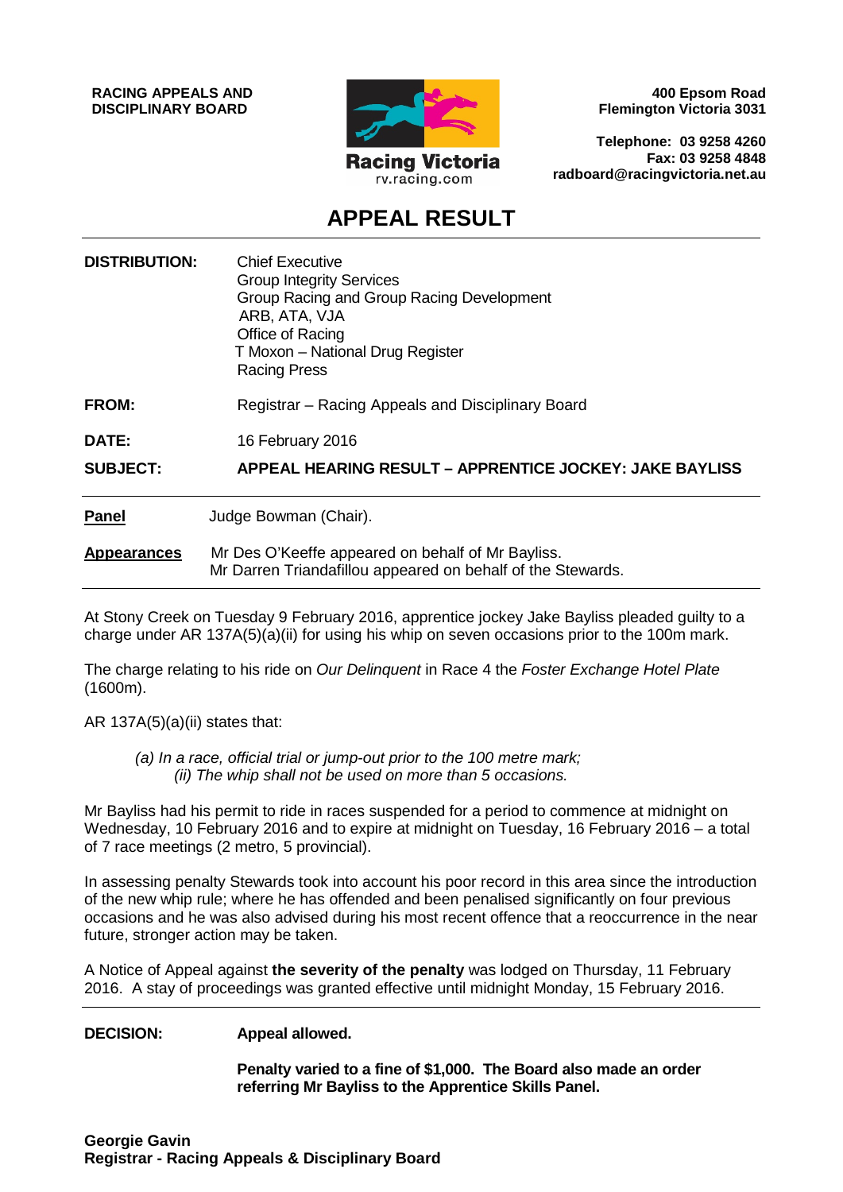**RACING APPEALS AND DISCIPLINARY BOARD**

Racing Victoria
rv.racing.com

**400 Epsom Road**
**Flemington Victoria 3031**

**Telephone: 03 9258 4260**
**Fax: 03 9258 4848**
**radboard@racingvictoria.net.au**

# APPEAL RESULT

| | |
|---|---|
| **DISTRIBUTION:** | Chief Executive<br>Group Integrity Services<br>Group Racing and Group Racing Development<br>ARB, ATA, VJA<br>Office of Racing<br>T Moxon – National Drug Register<br>Racing Press |
| **FROM:** | Registrar – Racing Appeals and Disciplinary Board |
| **DATE:** | 16 February 2016 |
| **SUBJECT:** | **APPEAL HEARING RESULT – APPRENTICE JOCKEY: JAKE BAYLISS** |

**Panel** Judge Bowman (Chair).

**Appearances** Mr Des O'Keeffe appeared on behalf of Mr Bayliss.
Mr Darren Triandafillou appeared on behalf of the Stewards.

At Stony Creek on Tuesday 9 February 2016, apprentice jockey Jake Bayliss pleaded guilty to a charge under AR 137A(5)(a)(ii) for using his whip on seven occasions prior to the 100m mark.

The charge relating to his ride on *Our Delinquent* in Race 4 the *Foster Exchange Hotel Plate* (1600m).

AR 137A(5)(a)(ii) states that:

> *(a) In a race, official trial or jump-out prior to the 100 metre mark;*
> *(ii) The whip shall not be used on more than 5 occasions.*

Mr Bayliss had his permit to ride in races suspended for a period to commence at midnight on Wednesday, 10 February 2016 and to expire at midnight on Tuesday, 16 February 2016 – a total of 7 race meetings (2 metro, 5 provincial).

In assessing penalty Stewards took into account his poor record in this area since the introduction of the new whip rule; where he has offended and been penalised significantly on four previous occasions and he was also advised during his most recent offence that a reoccurrence in the near future, stronger action may be taken.

A Notice of Appeal against **the severity of the penalty** was lodged on Thursday, 11 February 2016. A stay of proceedings was granted effective until midnight Monday, 15 February 2016.

---

**DECISION:** **Appeal allowed.**

**Penalty varied to a fine of $1,000. The Board also made an order referring Mr Bayliss to the Apprentice Skills Panel.**

**Georgie Gavin**
**Registrar - Racing Appeals & Disciplinary Board**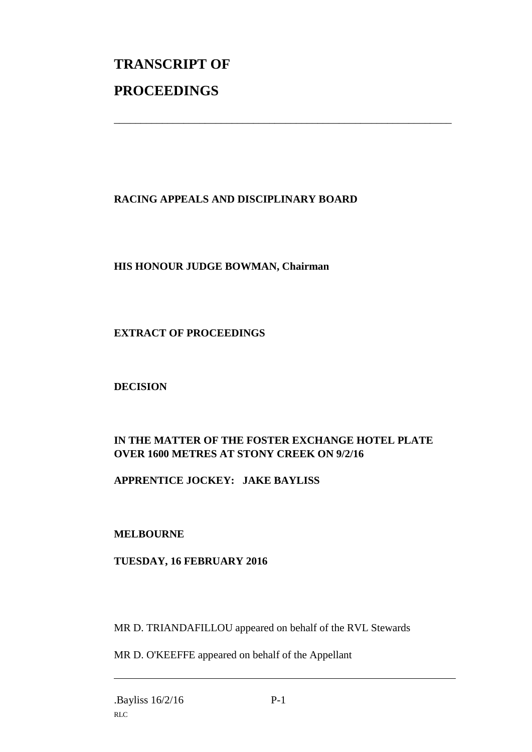# TRANSCRIPT OF

# PROCEEDINGS

---

**RACING APPEALS AND DISCIPLINARY BOARD**

**HIS HONOUR JUDGE BOWMAN, Chairman**

**EXTRACT OF PROCEEDINGS**

**DECISION**

**IN THE MATTER OF THE FOSTER EXCHANGE HOTEL PLATE OVER 1600 METRES AT STONY CREEK ON 9/2/16**

**APPRENTICE JOCKEY: JAKE BAYLISS**

**MELBOURNE**

**TUESDAY, 16 FEBRUARY 2016**

MR D. TRIANDAFILLOU appeared on behalf of the RVL Stewards

MR D. O'KEEFFE appeared on behalf of the Appellant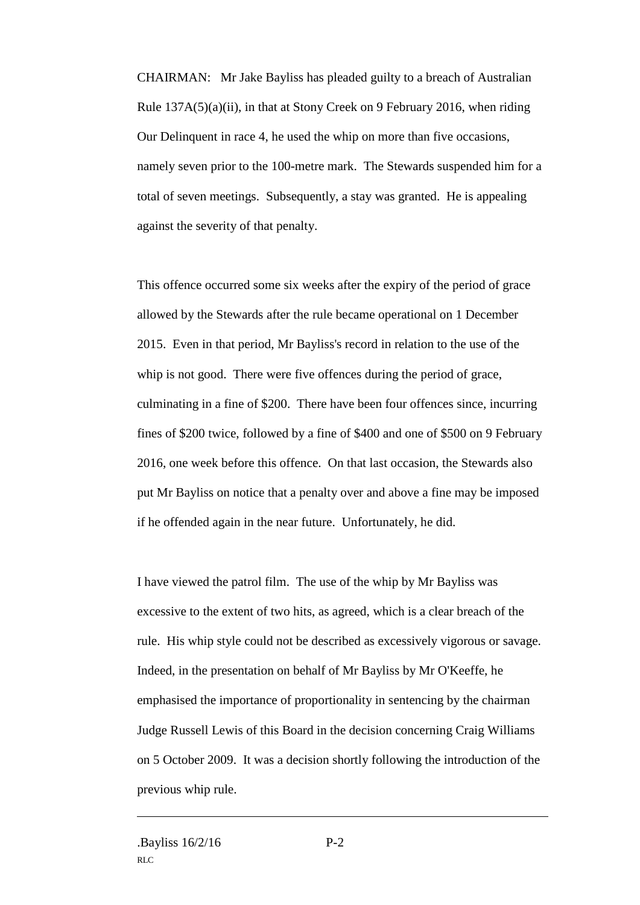CHAIRMAN: Mr Jake Bayliss has pleaded guilty to a breach of Australian Rule 137A(5)(a)(ii), in that at Stony Creek on 9 February 2016, when riding Our Delinquent in race 4, he used the whip on more than five occasions, namely seven prior to the 100-metre mark. The Stewards suspended him for a total of seven meetings. Subsequently, a stay was granted. He is appealing against the severity of that penalty.

This offence occurred some six weeks after the expiry of the period of grace allowed by the Stewards after the rule became operational on 1 December 2015. Even in that period, Mr Bayliss's record in relation to the use of the whip is not good. There were five offences during the period of grace, culminating in a fine of $200. There have been four offences since, incurring fines of $200 twice, followed by a fine of $400 and one of $500 on 9 February 2016, one week before this offence. On that last occasion, the Stewards also put Mr Bayliss on notice that a penalty over and above a fine may be imposed if he offended again in the near future. Unfortunately, he did.

I have viewed the patrol film. The use of the whip by Mr Bayliss was excessive to the extent of two hits, as agreed, which is a clear breach of the rule. His whip style could not be described as excessively vigorous or savage. Indeed, in the presentation on behalf of Mr Bayliss by Mr O'Keeffe, he emphasised the importance of proportionality in sentencing by the chairman Judge Russell Lewis of this Board in the decision concerning Craig Williams on 5 October 2009. It was a decision shortly following the introduction of the previous whip rule.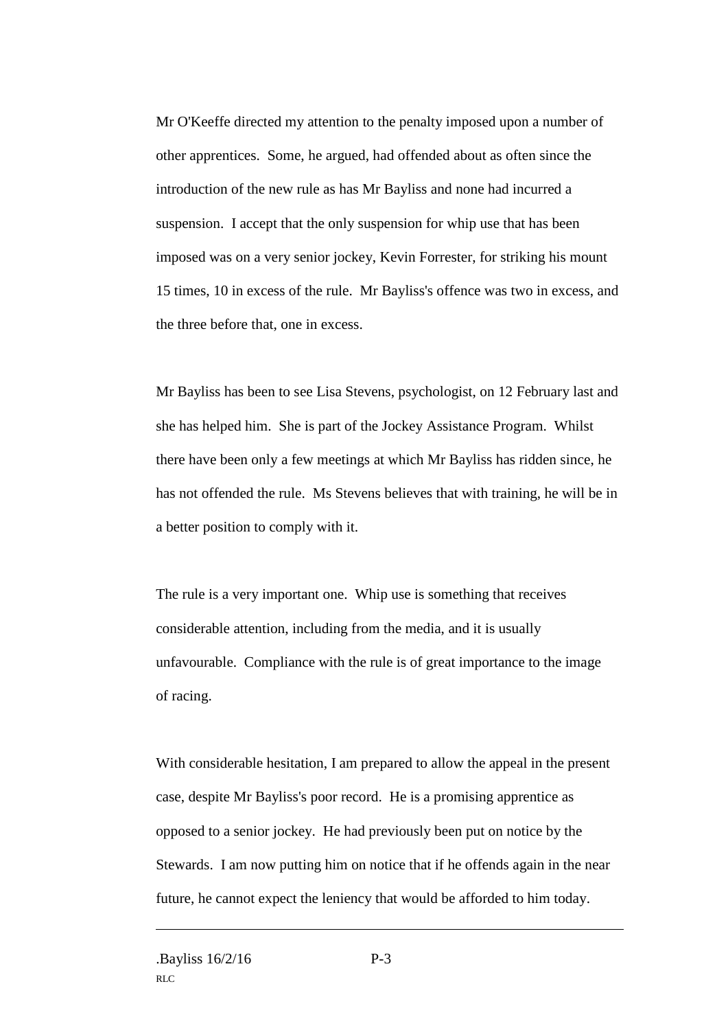Mr O'Keeffe directed my attention to the penalty imposed upon a number of other apprentices. Some, he argued, had offended about as often since the introduction of the new rule as has Mr Bayliss and none had incurred a suspension. I accept that the only suspension for whip use that has been imposed was on a very senior jockey, Kevin Forrester, for striking his mount 15 times, 10 in excess of the rule. Mr Bayliss's offence was two in excess, and the three before that, one in excess.

Mr Bayliss has been to see Lisa Stevens, psychologist, on 12 February last and she has helped him. She is part of the Jockey Assistance Program. Whilst there have been only a few meetings at which Mr Bayliss has ridden since, he has not offended the rule. Ms Stevens believes that with training, he will be in a better position to comply with it.

The rule is a very important one. Whip use is something that receives considerable attention, including from the media, and it is usually unfavourable. Compliance with the rule is of great importance to the image of racing.

With considerable hesitation, I am prepared to allow the appeal in the present case, despite Mr Bayliss's poor record. He is a promising apprentice as opposed to a senior jockey. He had previously been put on notice by the Stewards. I am now putting him on notice that if he offends again in the near future, he cannot expect the leniency that would be afforded to him today.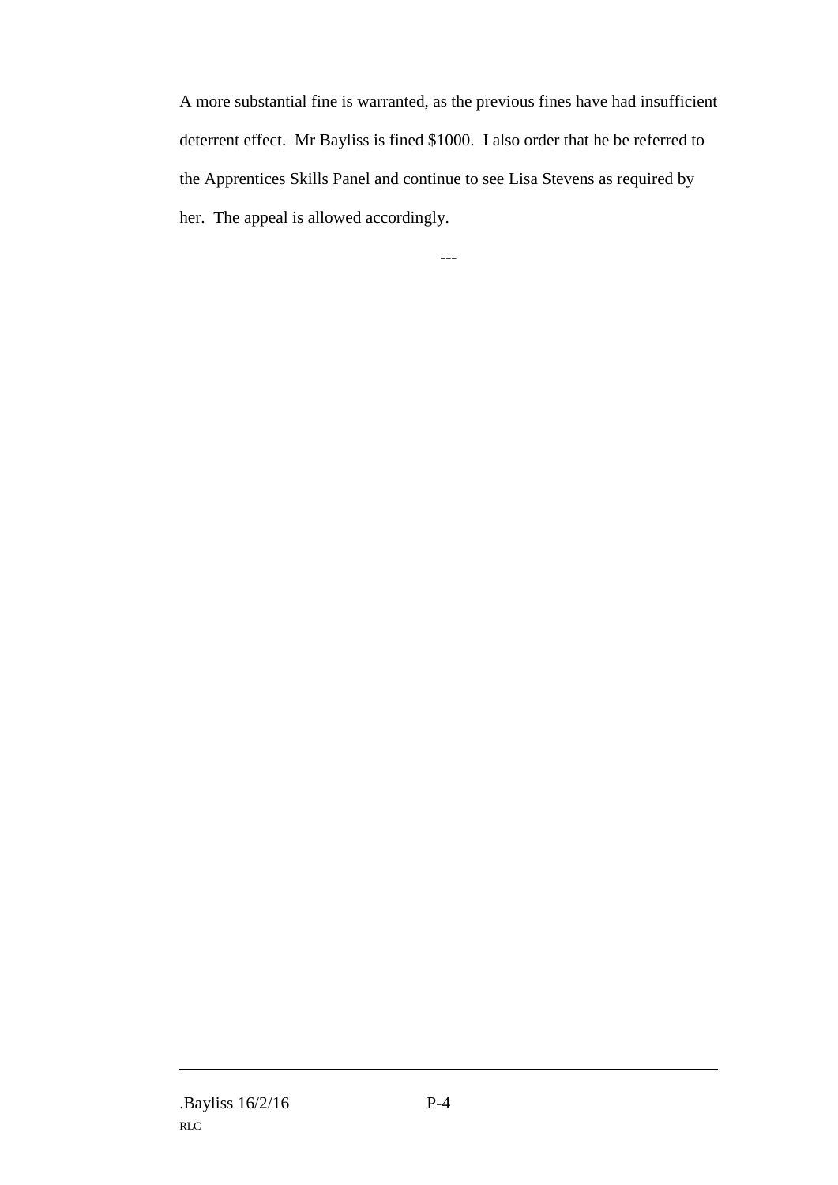A more substantial fine is warranted, as the previous fines have had insufficient deterrent effect. Mr Bayliss is fined $1000. I also order that he be referred to the Apprentices Skills Panel and continue to see Lisa Stevens as required by her. The appeal is allowed accordingly.

---